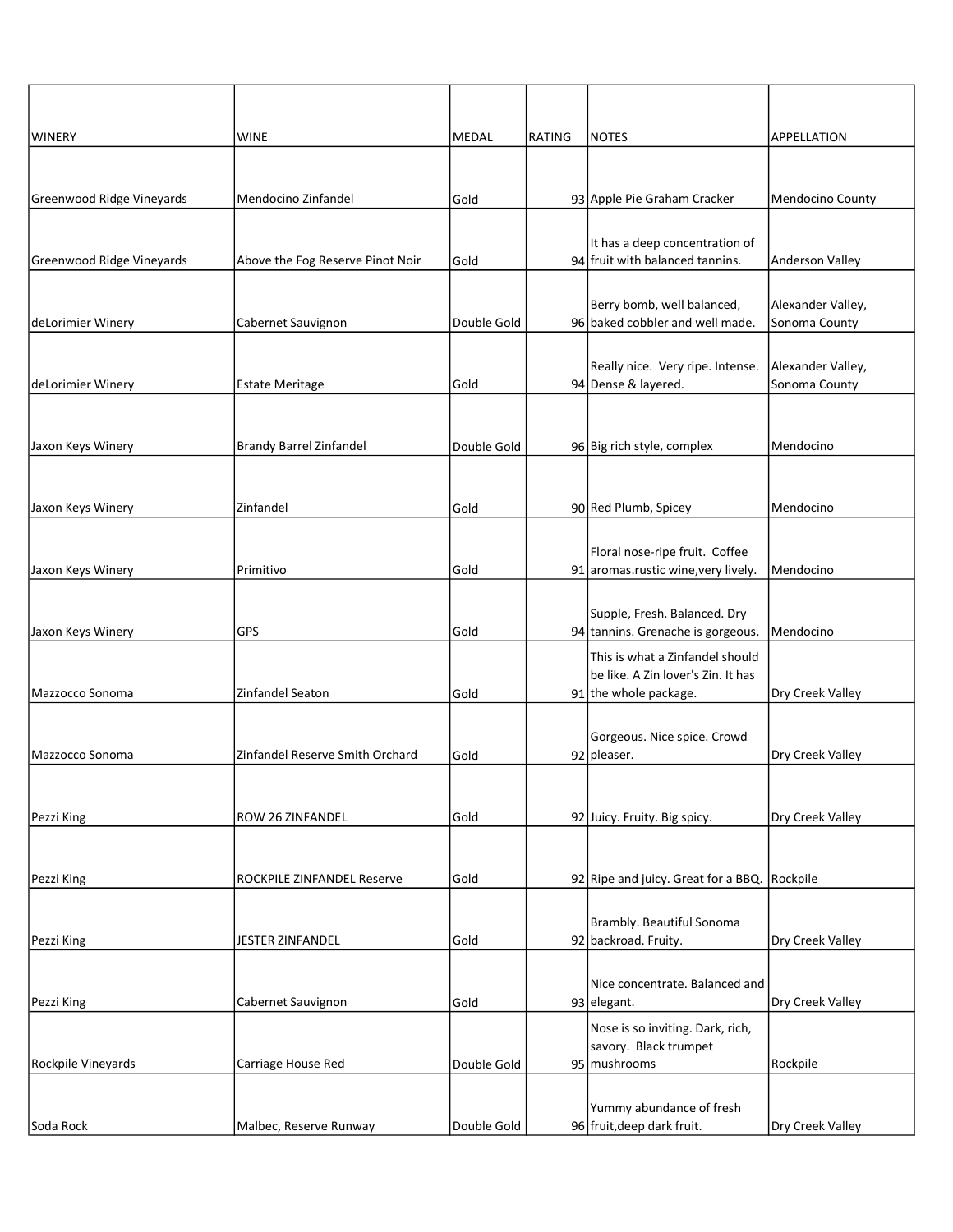| WINERY | WINE | MEDAL | RATING | NOTES | APPELLATION |
|---|---|---|---|---|---|
| Greenwood Ridge Vineyards | Mendocino Zinfandel | Gold | 93 | Apple Pie Graham Cracker | Mendocino County |
| Greenwood Ridge Vineyards | Above the Fog Reserve Pinot Noir | Gold | 94 | It has a deep concentration of fruit with balanced tannins. | Anderson Valley |
| deLorimier Winery | Cabernet Sauvignon | Double Gold | 96 | Berry bomb, well balanced, baked cobbler and well made. | Alexander Valley, Sonoma County |
| deLorimier Winery | Estate Meritage | Gold | 94 | Really nice. Very ripe. Intense. Dense & layered. | Alexander Valley, Sonoma County |
| Jaxon Keys Winery | Brandy Barrel Zinfandel | Double Gold | 96 | Big rich style, complex | Mendocino |
| Jaxon Keys Winery | Zinfandel | Gold | 90 | Red Plumb, Spicey | Mendocino |
| Jaxon Keys Winery | Primitivo | Gold | 91 | Floral nose-ripe fruit. Coffee aromas.rustic wine,very lively. | Mendocino |
| Jaxon Keys Winery | GPS | Gold | 94 | Supple, Fresh. Balanced. Dry tannins. Grenache is gorgeous. | Mendocino |
| Mazzocco Sonoma | Zinfandel Seaton | Gold | 91 | This is what a Zinfandel should be like. A Zin lover's Zin. It has the whole package. | Dry Creek Valley |
| Mazzocco Sonoma | Zinfandel Reserve Smith Orchard | Gold | 92 | Gorgeous. Nice spice. Crowd pleaser. | Dry Creek Valley |
| Pezzi King | ROW 26 ZINFANDEL | Gold | 92 | Juicy. Fruity. Big spicy. | Dry Creek Valley |
| Pezzi King | ROCKPILE ZINFANDEL Reserve | Gold | 92 | Ripe and juicy. Great for a BBQ. | Rockpile |
| Pezzi King | JESTER ZINFANDEL | Gold | 92 | Brambly. Beautiful Sonoma backroad. Fruity. | Dry Creek Valley |
| Pezzi King | Cabernet Sauvignon | Gold | 93 | Nice concentrate. Balanced and elegant. | Dry Creek Valley |
| Rockpile Vineyards | Carriage House Red | Double Gold | 95 | Nose is so inviting. Dark, rich, savory. Black trumpet mushrooms | Rockpile |
| Soda Rock | Malbec, Reserve Runway | Double Gold | 96 | Yummy abundance of fresh fruit,deep dark fruit. | Dry Creek Valley |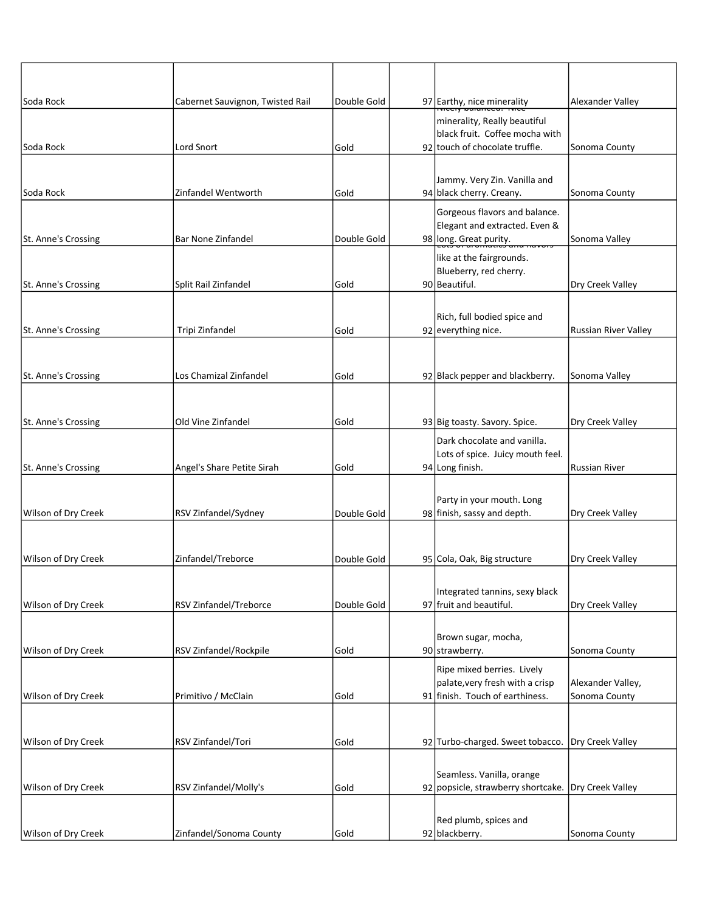| | | | | | |
|---|---|---|---|---|---|
| Soda Rock | Cabernet Sauvignon, Twisted Rail | Double Gold | 97 | Earthy, nice minerality | Alexander Valley |
| Soda Rock | Lord Snort | Gold | 92 | Nicely balanced. Nice minerality, Really beautiful black fruit. Coffee mocha with touch of chocolate truffle. | Sonoma County |
| Soda Rock | Zinfandel Wentworth | Gold | 94 | Jammy. Very Zin. Vanilla and black cherry. Creany. | Sonoma County |
| St. Anne's Crossing | Bar None Zinfandel | Double Gold | 98 | Gorgeous flavors and balance. Elegant and extracted. Even & long. Great purity. | Sonoma Valley |
| St. Anne's Crossing | Split Rail Zinfandel | Gold | 90 | Lots of aromatics and flavors like at the fairgrounds. Blueberry, red cherry. Beautiful. | Dry Creek Valley |
| St. Anne's Crossing | Tripi Zinfandel | Gold | 92 | Rich, full bodied spice and everything nice. | Russian River Valley |
| St. Anne's Crossing | Los Chamizal Zinfandel | Gold | 92 | Black pepper and blackberry. | Sonoma Valley |
| St. Anne's Crossing | Old Vine Zinfandel | Gold | 93 | Big toasty. Savory. Spice. | Dry Creek Valley |
| St. Anne's Crossing | Angel's Share Petite Sirah | Gold | 94 | Dark chocolate and vanilla. Lots of spice. Juicy mouth feel. Long finish. | Russian River |
| Wilson of Dry Creek | RSV Zinfandel/Sydney | Double Gold | 98 | Party in your mouth. Long finish, sassy and depth. | Dry Creek Valley |
| Wilson of Dry Creek | Zinfandel/Treborce | Double Gold | 95 | Cola, Oak, Big structure | Dry Creek Valley |
| Wilson of Dry Creek | RSV Zinfandel/Treborce | Double Gold | 97 | Integrated tannins, sexy black fruit and beautiful. | Dry Creek Valley |
| Wilson of Dry Creek | RSV Zinfandel/Rockpile | Gold | 90 | Brown sugar, mocha, strawberry. | Sonoma County |
| Wilson of Dry Creek | Primitivo / McClain | Gold | 91 | Ripe mixed berries. Lively palate,very fresh with a crisp finish. Touch of earthiness. | Alexander Valley, Sonoma County |
| Wilson of Dry Creek | RSV Zinfandel/Tori | Gold | 92 | Turbo-charged. Sweet tobacco. | Dry Creek Valley |
| Wilson of Dry Creek | RSV Zinfandel/Molly's | Gold | 92 | Seamless. Vanilla, orange popsicle, strawberry shortcake. | Dry Creek Valley |
| Wilson of Dry Creek | Zinfandel/Sonoma County | Gold | 92 | Red plumb, spices and blackberry. | Sonoma County |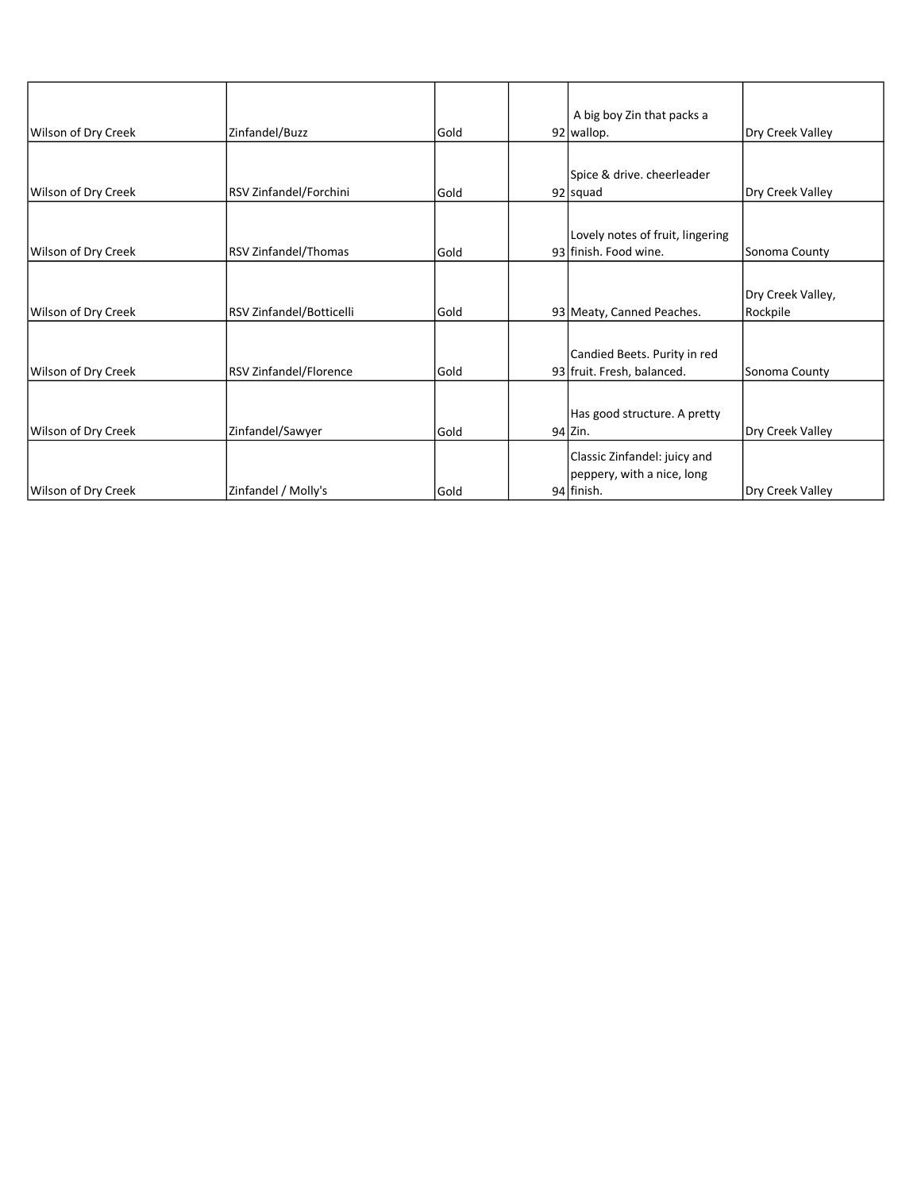| | | | | | |
|---|---|---|---|---|---|
| Wilson of Dry Creek | Zinfandel/Buzz | Gold | 92 | A big boy Zin that packs a wallop. | Dry Creek Valley |
| Wilson of Dry Creek | RSV Zinfandel/Forchini | Gold | 92 | Spice & drive. cheerleader squad | Dry Creek Valley |
| Wilson of Dry Creek | RSV Zinfandel/Thomas | Gold | 93 | Lovely notes of fruit, lingering finish. Food wine. | Sonoma County |
| Wilson of Dry Creek | RSV Zinfandel/Botticelli | Gold | 93 | Meaty, Canned Peaches. | Dry Creek Valley, Rockpile |
| Wilson of Dry Creek | RSV Zinfandel/Florence | Gold | 93 | Candied Beets. Purity in red fruit. Fresh, balanced. | Sonoma County |
| Wilson of Dry Creek | Zinfandel/Sawyer | Gold | 94 | Has good structure. A pretty Zin. | Dry Creek Valley |
| Wilson of Dry Creek | Zinfandel / Molly's | Gold | 94 | Classic Zinfandel: juicy and peppery, with a nice, long finish. | Dry Creek Valley |